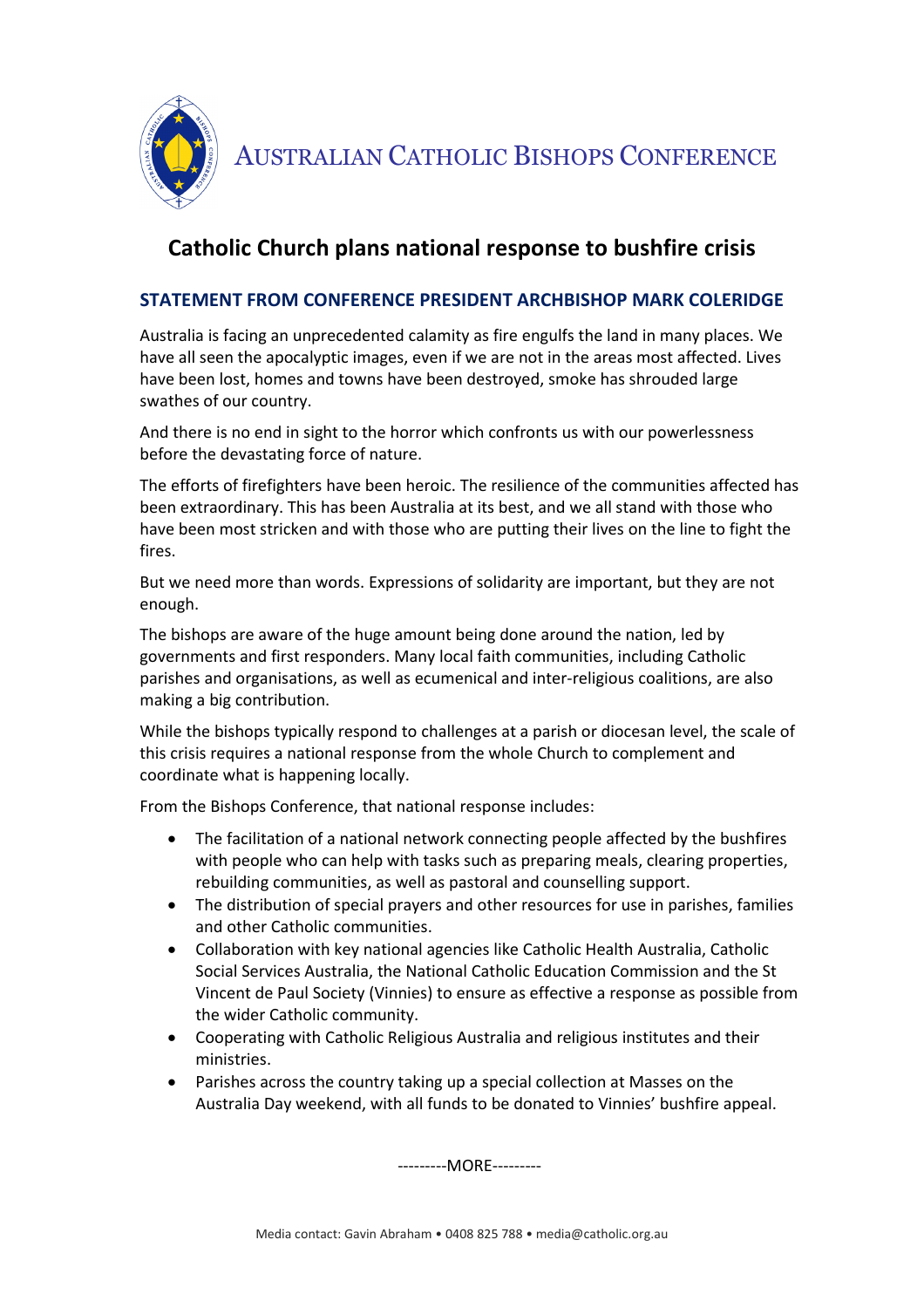AUSTRALIAN CATHOLIC BISHOPS CONFERENCE

# Catholic Church plans national response to bushfire crisis

## STATEMENT FROM CONFERENCE PRESIDENT ARCHBISHOP MARK COLERIDGE

Australia is facing an unprecedented calamity as fire engulfs the land in many places. We have all seen the apocalyptic images, even if we are not in the areas most affected. Lives have been lost, homes and towns have been destroyed, smoke has shrouded large swathes of our country.

And there is no end in sight to the horror which confronts us with our powerlessness before the devastating force of nature.

The efforts of firefighters have been heroic. The resilience of the communities affected has been extraordinary. This has been Australia at its best, and we all stand with those who have been most stricken and with those who are putting their lives on the line to fight the fires.

But we need more than words. Expressions of solidarity are important, but they are not enough.

The bishops are aware of the huge amount being done around the nation, led by governments and first responders. Many local faith communities, including Catholic parishes and organisations, as well as ecumenical and inter-religious coalitions, are also making a big contribution.

While the bishops typically respond to challenges at a parish or diocesan level, the scale of this crisis requires a national response from the whole Church to complement and coordinate what is happening locally.

From the Bishops Conference, that national response includes:

- The facilitation of a national network connecting people affected by the bushfires with people who can help with tasks such as preparing meals, clearing properties, rebuilding communities, as well as pastoral and counselling support.
- The distribution of special prayers and other resources for use in parishes, families and other Catholic communities.
- Collaboration with key national agencies like Catholic Health Australia, Catholic Social Services Australia, the National Catholic Education Commission and the St Vincent de Paul Society (Vinnies) to ensure as effective a response as possible from the wider Catholic community.
- Cooperating with Catholic Religious Australia and religious institutes and their ministries.
- Parishes across the country taking up a special collection at Masses on the Australia Day weekend, with all funds to be donated to Vinnies' bushfire appeal.

---------MORE---------

Media contact: Gavin Abraham • 0408 825 788 • media@catholic.org.au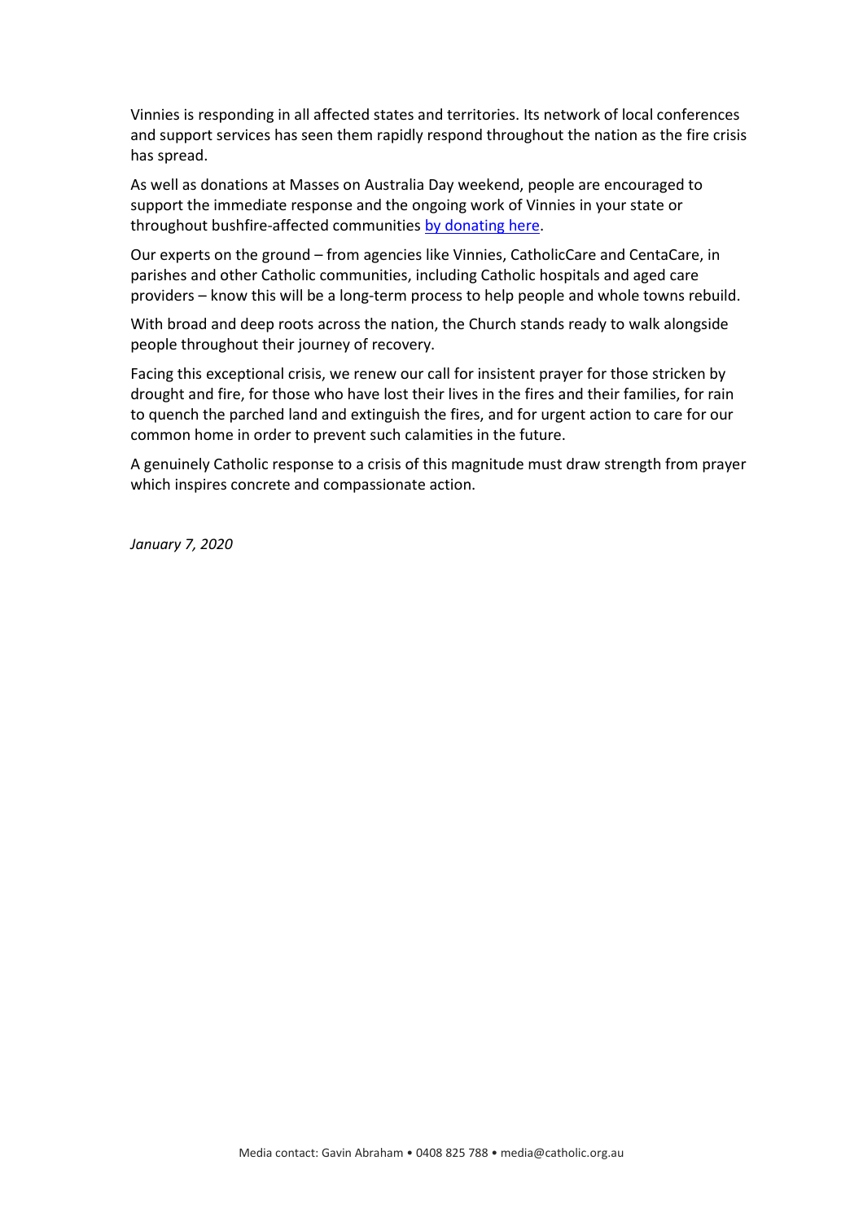Vinnies is responding in all affected states and territories. Its network of local conferences and support services has seen them rapidly respond throughout the nation as the fire crisis has spread.

As well as donations at Masses on Australia Day weekend, people are encouraged to support the immediate response and the ongoing work of Vinnies in your state or throughout bushfire-affected communities by donating here.

Our experts on the ground – from agencies like Vinnies, CatholicCare and CentaCare, in parishes and other Catholic communities, including Catholic hospitals and aged care providers – know this will be a long-term process to help people and whole towns rebuild.

With broad and deep roots across the nation, the Church stands ready to walk alongside people throughout their journey of recovery.

Facing this exceptional crisis, we renew our call for insistent prayer for those stricken by drought and fire, for those who have lost their lives in the fires and their families, for rain to quench the parched land and extinguish the fires, and for urgent action to care for our common home in order to prevent such calamities in the future.

A genuinely Catholic response to a crisis of this magnitude must draw strength from prayer which inspires concrete and compassionate action.

*January 7, 2020*

Media contact: Gavin Abraham • 0408 825 788 • media@catholic.org.au